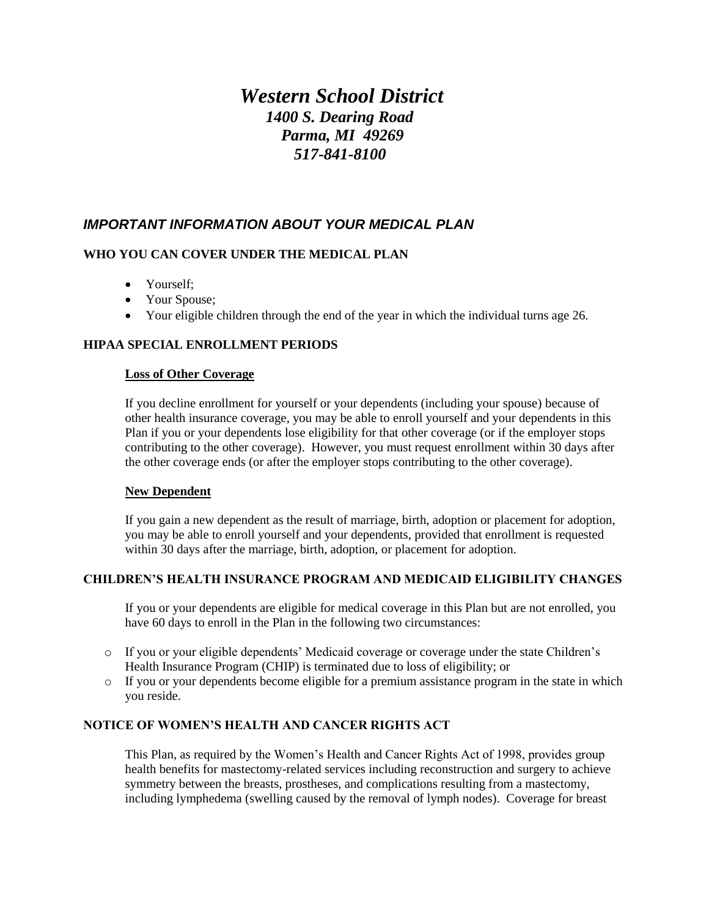# *Western School District*

***1400 S. Dearing Road***
***Parma, MI 49269***
***517-841-8100***

## *IMPORTANT INFORMATION ABOUT YOUR MEDICAL PLAN*

### WHO YOU CAN COVER UNDER THE MEDICAL PLAN

- Yourself;
- Your Spouse;
- Your eligible children through the end of the year in which the individual turns age 26.

### HIPAA SPECIAL ENROLLMENT PERIODS

**Loss of Other Coverage**

If you decline enrollment for yourself or your dependents (including your spouse) because of other health insurance coverage, you may be able to enroll yourself and your dependents in this Plan if you or your dependents lose eligibility for that other coverage (or if the employer stops contributing to the other coverage). However, you must request enrollment within 30 days after the other coverage ends (or after the employer stops contributing to the other coverage).

**New Dependent**

If you gain a new dependent as the result of marriage, birth, adoption or placement for adoption, you may be able to enroll yourself and your dependents, provided that enrollment is requested within 30 days after the marriage, birth, adoption, or placement for adoption.

### CHILDREN'S HEALTH INSURANCE PROGRAM AND MEDICAID ELIGIBILITY CHANGES

If you or your dependents are eligible for medical coverage in this Plan but are not enrolled, you have 60 days to enroll in the Plan in the following two circumstances:

- If you or your eligible dependents' Medicaid coverage or coverage under the state Children's Health Insurance Program (CHIP) is terminated due to loss of eligibility; or
- If you or your dependents become eligible for a premium assistance program in the state in which you reside.

### NOTICE OF WOMEN'S HEALTH AND CANCER RIGHTS ACT

This Plan, as required by the Women's Health and Cancer Rights Act of 1998, provides group health benefits for mastectomy-related services including reconstruction and surgery to achieve symmetry between the breasts, prostheses, and complications resulting from a mastectomy, including lymphedema (swelling caused by the removal of lymph nodes). Coverage for breast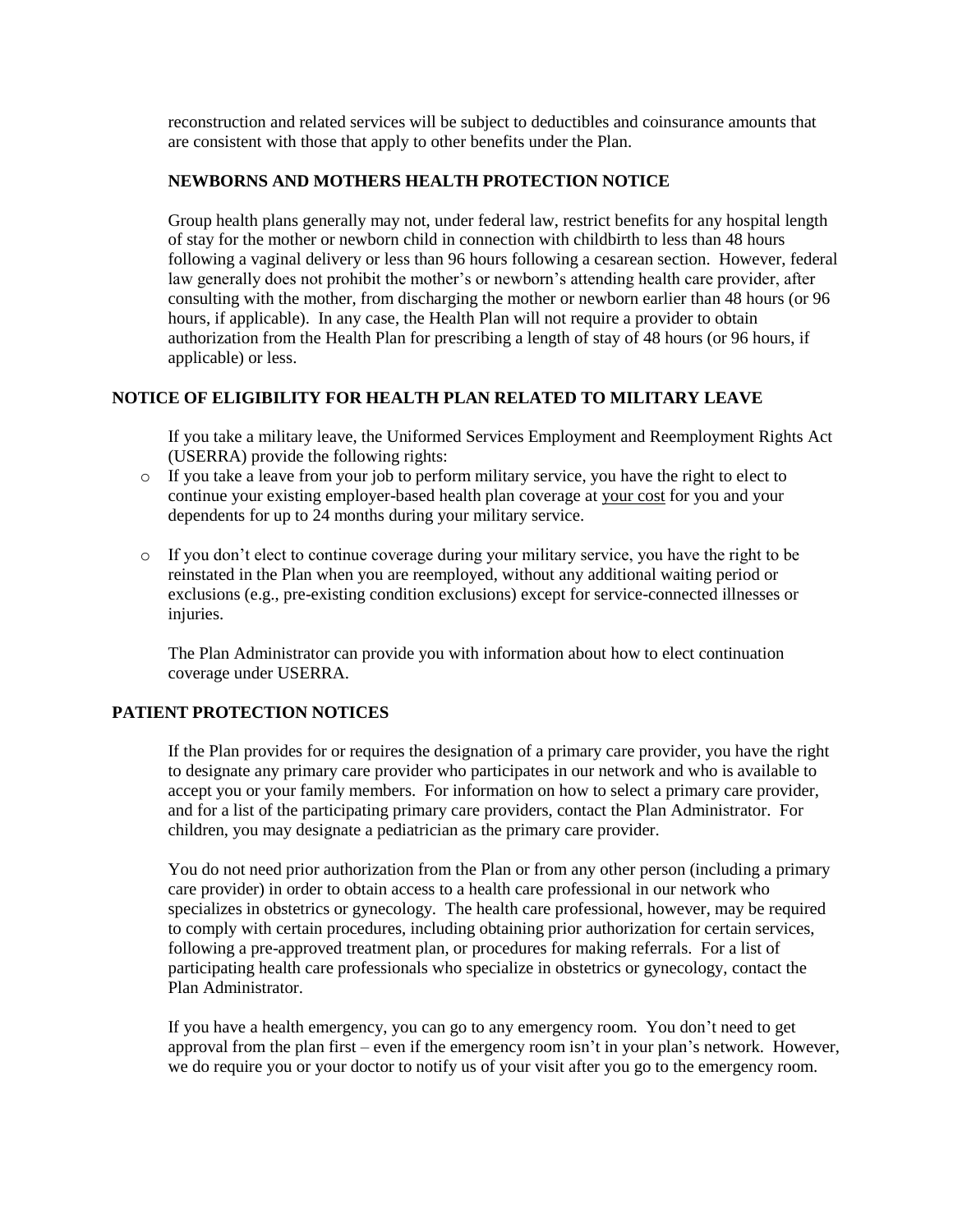reconstruction and related services will be subject to deductibles and coinsurance amounts that are consistent with those that apply to other benefits under the Plan.

### NEWBORNS AND MOTHERS HEALTH PROTECTION NOTICE

Group health plans generally may not, under federal law, restrict benefits for any hospital length of stay for the mother or newborn child in connection with childbirth to less than 48 hours following a vaginal delivery or less than 96 hours following a cesarean section. However, federal law generally does not prohibit the mother's or newborn's attending health care provider, after consulting with the mother, from discharging the mother or newborn earlier than 48 hours (or 96 hours, if applicable). In any case, the Health Plan will not require a provider to obtain authorization from the Health Plan for prescribing a length of stay of 48 hours (or 96 hours, if applicable) or less.

## NOTICE OF ELIGIBILITY FOR HEALTH PLAN RELATED TO MILITARY LEAVE

If you take a military leave, the Uniformed Services Employment and Reemployment Rights Act (USERRA) provide the following rights:

- If you take a leave from your job to perform military service, you have the right to elect to continue your existing employer-based health plan coverage at <u>your cost</u> for you and your dependents for up to 24 months during your military service.

- If you don't elect to continue coverage during your military service, you have the right to be reinstated in the Plan when you are reemployed, without any additional waiting period or exclusions (e.g., pre-existing condition exclusions) except for service-connected illnesses or injuries.

The Plan Administrator can provide you with information about how to elect continuation coverage under USERRA.

## PATIENT PROTECTION NOTICES

If the Plan provides for or requires the designation of a primary care provider, you have the right to designate any primary care provider who participates in our network and who is available to accept you or your family members. For information on how to select a primary care provider, and for a list of the participating primary care providers, contact the Plan Administrator. For children, you may designate a pediatrician as the primary care provider.

You do not need prior authorization from the Plan or from any other person (including a primary care provider) in order to obtain access to a health care professional in our network who specializes in obstetrics or gynecology. The health care professional, however, may be required to comply with certain procedures, including obtaining prior authorization for certain services, following a pre-approved treatment plan, or procedures for making referrals. For a list of participating health care professionals who specialize in obstetrics or gynecology, contact the Plan Administrator.

If you have a health emergency, you can go to any emergency room. You don't need to get approval from the plan first – even if the emergency room isn't in your plan's network. However, we do require you or your doctor to notify us of your visit after you go to the emergency room.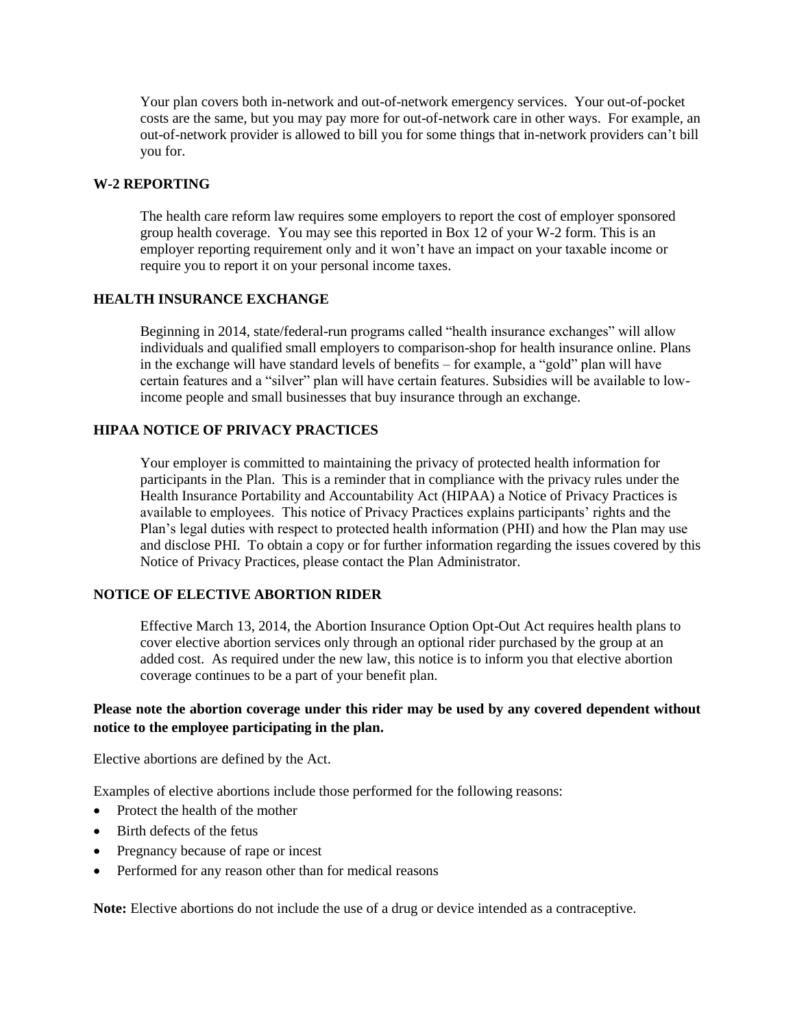Your plan covers both in-network and out-of-network emergency services. Your out-of-pocket costs are the same, but you may pay more for out-of-network care in other ways. For example, an out-of-network provider is allowed to bill you for some things that in-network providers can't bill you for.

## W-2 REPORTING

The health care reform law requires some employers to report the cost of employer sponsored group health coverage. You may see this reported in Box 12 of your W-2 form. This is an employer reporting requirement only and it won't have an impact on your taxable income or require you to report it on your personal income taxes.

## HEALTH INSURANCE EXCHANGE

Beginning in 2014, state/federal-run programs called "health insurance exchanges" will allow individuals and qualified small employers to comparison-shop for health insurance online. Plans in the exchange will have standard levels of benefits – for example, a "gold" plan will have certain features and a "silver" plan will have certain features. Subsidies will be available to low-income people and small businesses that buy insurance through an exchange.

## HIPAA NOTICE OF PRIVACY PRACTICES

Your employer is committed to maintaining the privacy of protected health information for participants in the Plan. This is a reminder that in compliance with the privacy rules under the Health Insurance Portability and Accountability Act (HIPAA) a Notice of Privacy Practices is available to employees. This notice of Privacy Practices explains participants' rights and the Plan's legal duties with respect to protected health information (PHI) and how the Plan may use and disclose PHI. To obtain a copy or for further information regarding the issues covered by this Notice of Privacy Practices, please contact the Plan Administrator.

## NOTICE OF ELECTIVE ABORTION RIDER

Effective March 13, 2014, the Abortion Insurance Option Opt-Out Act requires health plans to cover elective abortion services only through an optional rider purchased by the group at an added cost. As required under the new law, this notice is to inform you that elective abortion coverage continues to be a part of your benefit plan.

**Please note the abortion coverage under this rider may be used by any covered dependent without notice to the employee participating in the plan.**

Elective abortions are defined by the Act.

Examples of elective abortions include those performed for the following reasons:

- Protect the health of the mother
- Birth defects of the fetus
- Pregnancy because of rape or incest
- Performed for any reason other than for medical reasons

**Note:** Elective abortions do not include the use of a drug or device intended as a contraceptive.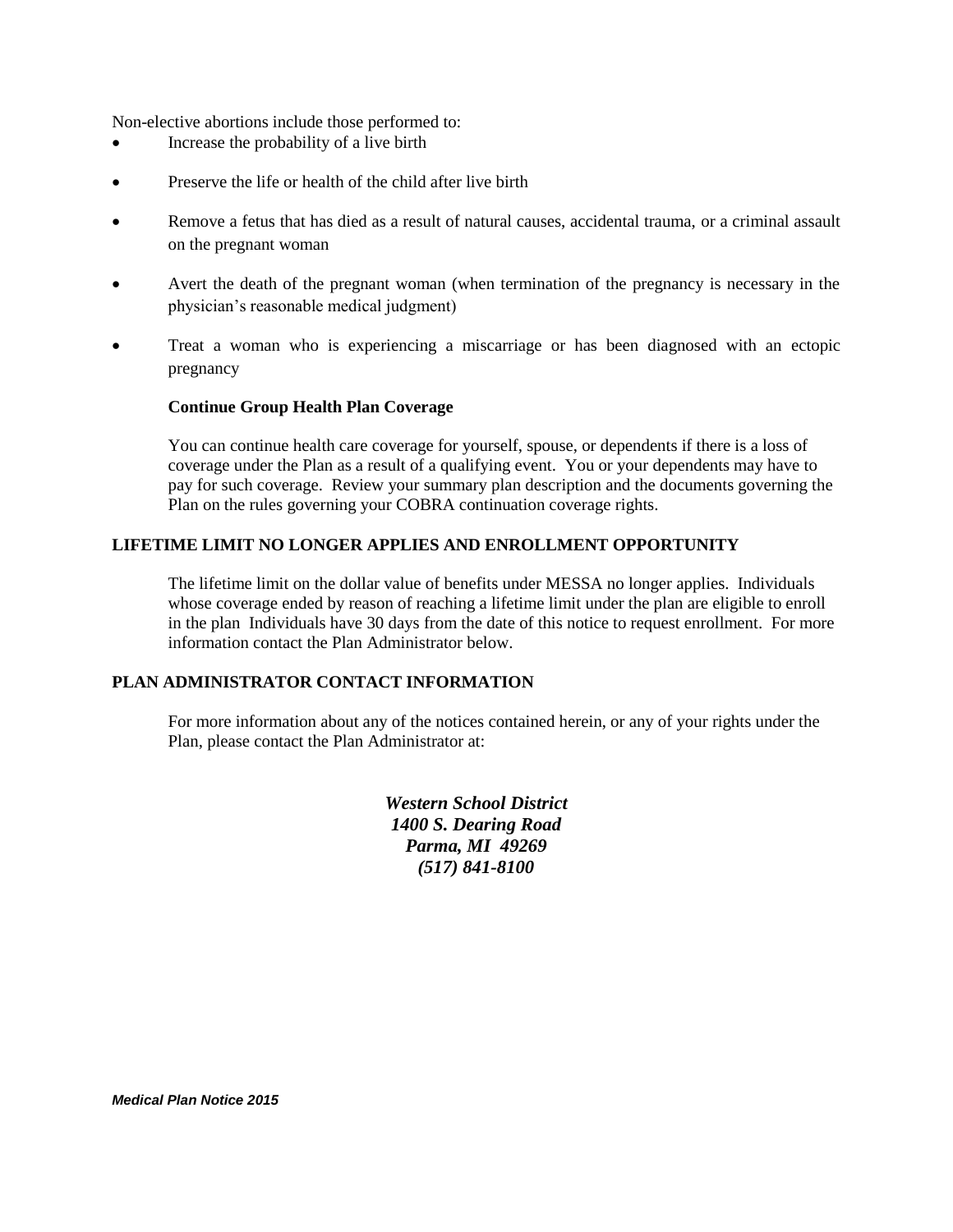Non-elective abortions include those performed to:

- Increase the probability of a live birth
- Preserve the life or health of the child after live birth
- Remove a fetus that has died as a result of natural causes, accidental trauma, or a criminal assault on the pregnant woman
- Avert the death of the pregnant woman (when termination of the pregnancy is necessary in the physician's reasonable medical judgment)
- Treat a woman who is experiencing a miscarriage or has been diagnosed with an ectopic pregnancy

**Continue Group Health Plan Coverage**

You can continue health care coverage for yourself, spouse, or dependents if there is a loss of coverage under the Plan as a result of a qualifying event. You or your dependents may have to pay for such coverage. Review your summary plan description and the documents governing the Plan on the rules governing your COBRA continuation coverage rights.

## LIFETIME LIMIT NO LONGER APPLIES AND ENROLLMENT OPPORTUNITY

The lifetime limit on the dollar value of benefits under MESSA no longer applies. Individuals whose coverage ended by reason of reaching a lifetime limit under the plan are eligible to enroll in the plan Individuals have 30 days from the date of this notice to request enrollment. For more information contact the Plan Administrator below.

## PLAN ADMINISTRATOR CONTACT INFORMATION

For more information about any of the notices contained herein, or any of your rights under the Plan, please contact the Plan Administrator at:

***Western School District***
***1400 S. Dearing Road***
***Parma, MI 49269***
***(517) 841-8100***